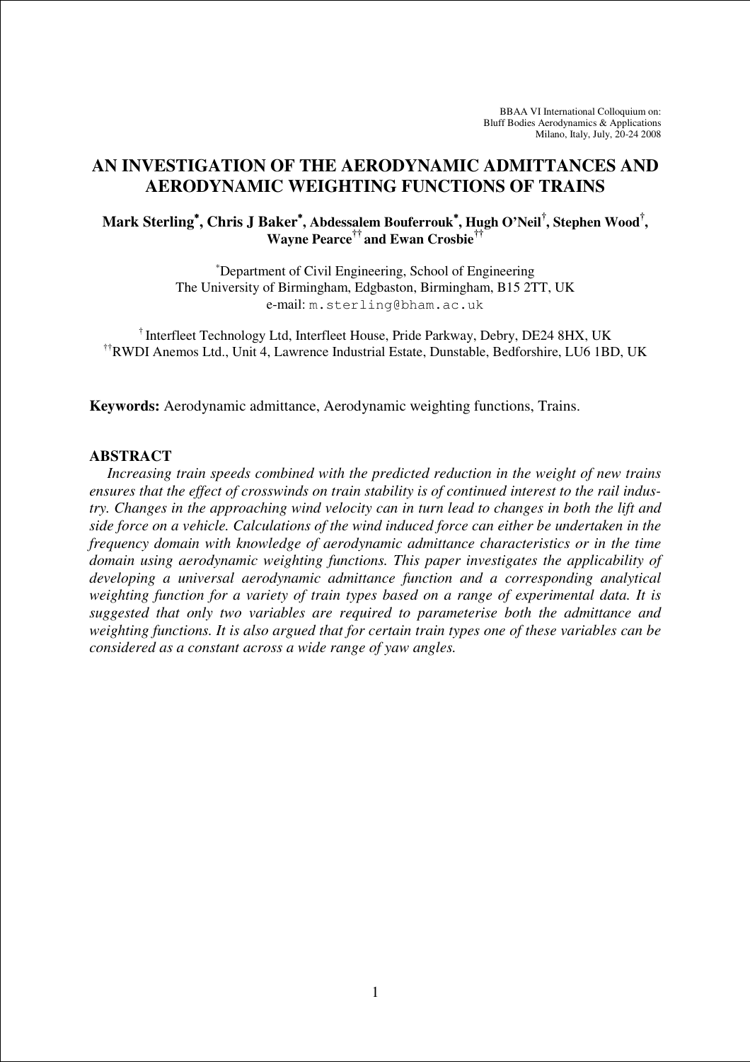BBAA VI International Colloquium on:
Bluff Bodies Aerodynamics & Applications
Milano, Italy, July, 20-24 2008

# AN INVESTIGATION OF THE AERODYNAMIC ADMITTANCES AND AERODYNAMIC WEIGHTING FUNCTIONS OF TRAINS

**Mark Sterling[*], Chris J Baker[*], Abdessalem Bouferrouk[*], Hugh O'Neil[†], Stephen Wood[†], Wayne Pearce[††] and Ewan Crosbie[††]**

[*]Department of Civil Engineering, School of Engineering
The University of Birmingham, Edgbaston, Birmingham, B15 2TT, UK
e-mail: m.sterling@bham.ac.uk

[†] Interfleet Technology Ltd, Interfleet House, Pride Parkway, Debry, DE24 8HX, UK
[††]RWDI Anemos Ltd., Unit 4, Lawrence Industrial Estate, Dunstable, Bedforshire, LU6 1BD, UK

**Keywords:** Aerodynamic admittance, Aerodynamic weighting functions, Trains.

## ABSTRACT

*Increasing train speeds combined with the predicted reduction in the weight of new trains ensures that the effect of crosswinds on train stability is of continued interest to the rail industry. Changes in the approaching wind velocity can in turn lead to changes in both the lift and side force on a vehicle. Calculations of the wind induced force can either be undertaken in the frequency domain with knowledge of aerodynamic admittance characteristics or in the time domain using aerodynamic weighting functions. This paper investigates the applicability of developing a universal aerodynamic admittance function and a corresponding analytical weighting function for a variety of train types based on a range of experimental data. It is suggested that only two variables are required to parameterise both the admittance and weighting functions. It is also argued that for certain train types one of these variables can be considered as a constant across a wide range of yaw angles.*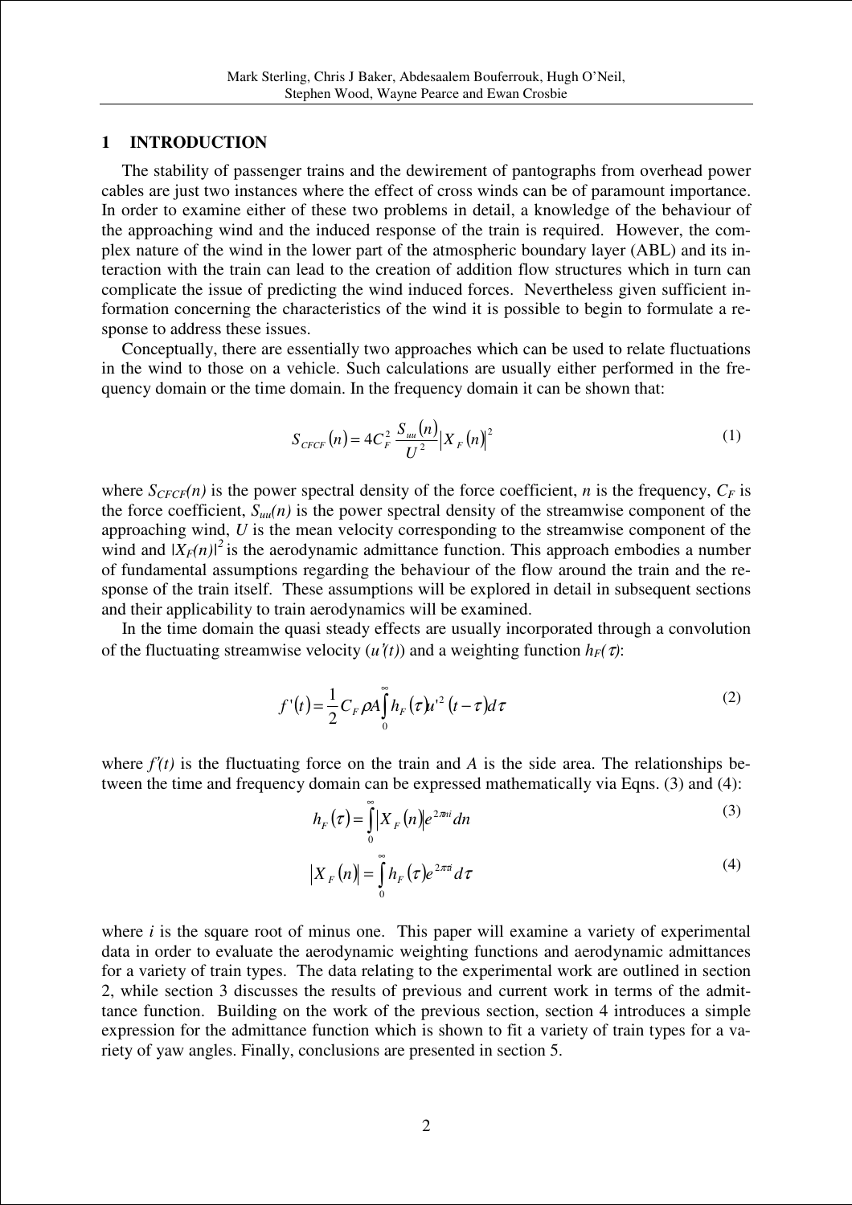## 1 INTRODUCTION

The stability of passenger trains and the dewirement of pantographs from overhead power cables are just two instances where the effect of cross winds can be of paramount importance. In order to examine either of these two problems in detail, a knowledge of the behaviour of the approaching wind and the induced response of the train is required. However, the complex nature of the wind in the lower part of the atmospheric boundary layer (ABL) and its interaction with the train can lead to the creation of addition flow structures which in turn can complicate the issue of predicting the wind induced forces. Nevertheless given sufficient information concerning the characteristics of the wind it is possible to begin to formulate a response to address these issues.

Conceptually, there are essentially two approaches which can be used to relate fluctuations in the wind to those on a vehicle. Such calculations are usually either performed in the frequency domain or the time domain. In the frequency domain it can be shown that:

$$S_{CFCF}(n) = 4C_F^2 \frac{S_{uu}(n)}{U^2} |X_F(n)|^2 \tag{1}$$

where $S_{CFCF}(n)$ is the power spectral density of the force coefficient, $n$ is the frequency, $C_F$ is the force coefficient, $S_{uu}(n)$ is the power spectral density of the streamwise component of the approaching wind, $U$ is the mean velocity corresponding to the streamwise component of the wind and $|X_F(n)|^2$ is the aerodynamic admittance function. This approach embodies a number of fundamental assumptions regarding the behaviour of the flow around the train and the response of the train itself. These assumptions will be explored in detail in subsequent sections and their applicability to train aerodynamics will be examined.

In the time domain the quasi steady effects are usually incorporated through a convolution of the fluctuating streamwise velocity ($u'(t)$) and a weighting function $h_F(\tau)$:

$$f'(t) = \frac{1}{2} C_F \rho A \int_0^\infty h_F(\tau) u'^2 (t-\tau) d\tau \tag{2}$$

where $f'(t)$ is the fluctuating force on the train and $A$ is the side area. The relationships between the time and frequency domain can be expressed mathematically via Eqns. (3) and (4):

$$h_F(\tau) = \int_0^\infty |X_F(n)| e^{2\pi n i} dn \tag{3}$$

$$|X_F(n)| = \int_0^\infty h_F(\tau) e^{2\pi \tau i} d\tau \tag{4}$$

where $i$ is the square root of minus one. This paper will examine a variety of experimental data in order to evaluate the aerodynamic weighting functions and aerodynamic admittances for a variety of train types. The data relating to the experimental work are outlined in section 2, while section 3 discusses the results of previous and current work in terms of the admittance function. Building on the work of the previous section, section 4 introduces a simple expression for the admittance function which is shown to fit a variety of train types for a variety of yaw angles. Finally, conclusions are presented in section 5.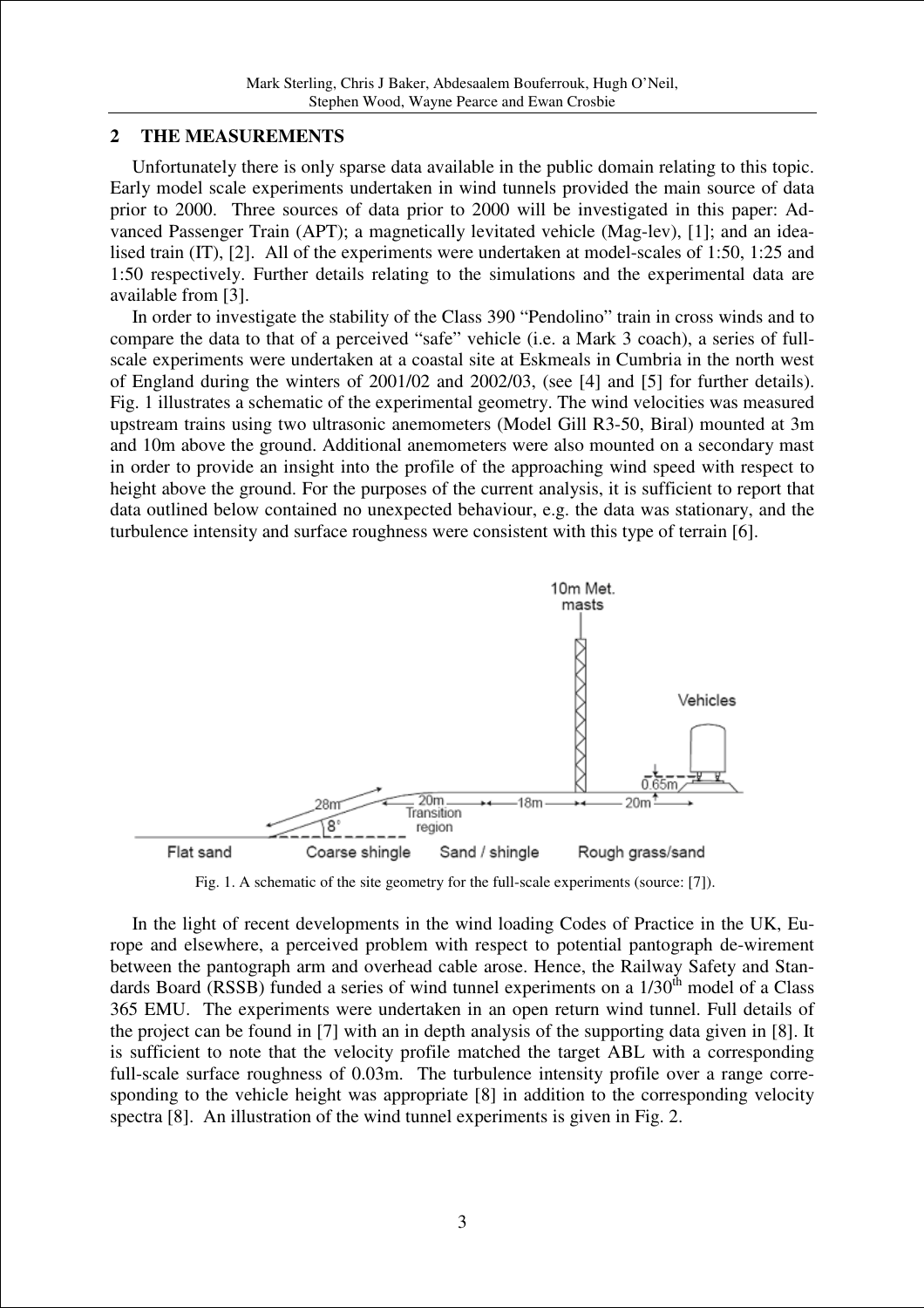## 2 THE MEASUREMENTS

Unfortunately there is only sparse data available in the public domain relating to this topic. Early model scale experiments undertaken in wind tunnels provided the main source of data prior to 2000. Three sources of data prior to 2000 will be investigated in this paper: Advanced Passenger Train (APT); a magnetically levitated vehicle (Mag-lev), [1]; and an idealised train (IT), [2]. All of the experiments were undertaken at model-scales of 1:50, 1:25 and 1:50 respectively. Further details relating to the simulations and the experimental data are available from [3].

In order to investigate the stability of the Class 390 "Pendolino" train in cross winds and to compare the data to that of a perceived "safe" vehicle (i.e. a Mark 3 coach), a series of full-scale experiments were undertaken at a coastal site at Eskmeals in Cumbria in the north west of England during the winters of 2001/02 and 2002/03, (see [4] and [5] for further details). Fig. 1 illustrates a schematic of the experimental geometry. The wind velocities was measured upstream trains using two ultrasonic anemometers (Model Gill R3-50, Biral) mounted at 3m and 10m above the ground. Additional anemometers were also mounted on a secondary mast in order to provide an insight into the profile of the approaching wind speed with respect to height above the ground. For the purposes of the current analysis, it is sufficient to report that data outlined below contained no unexpected behaviour, e.g. the data was stationary, and the turbulence intensity and surface roughness were consistent with this type of terrain [6].

Fig. 1. A schematic of the site geometry for the full-scale experiments (source: [7]).

In the light of recent developments in the wind loading Codes of Practice in the UK, Europe and elsewhere, a perceived problem with respect to potential pantograph de-wirement between the pantograph arm and overhead cable arose. Hence, the Railway Safety and Standards Board (RSSB) funded a series of wind tunnel experiments on a $1/30^{th}$ model of a Class 365 EMU. The experiments were undertaken in an open return wind tunnel. Full details of the project can be found in [7] with an in depth analysis of the supporting data given in [8]. It is sufficient to note that the velocity profile matched the target ABL with a corresponding full-scale surface roughness of 0.03m. The turbulence intensity profile over a range corresponding to the vehicle height was appropriate [8] in addition to the corresponding velocity spectra [8]. An illustration of the wind tunnel experiments is given in Fig. 2.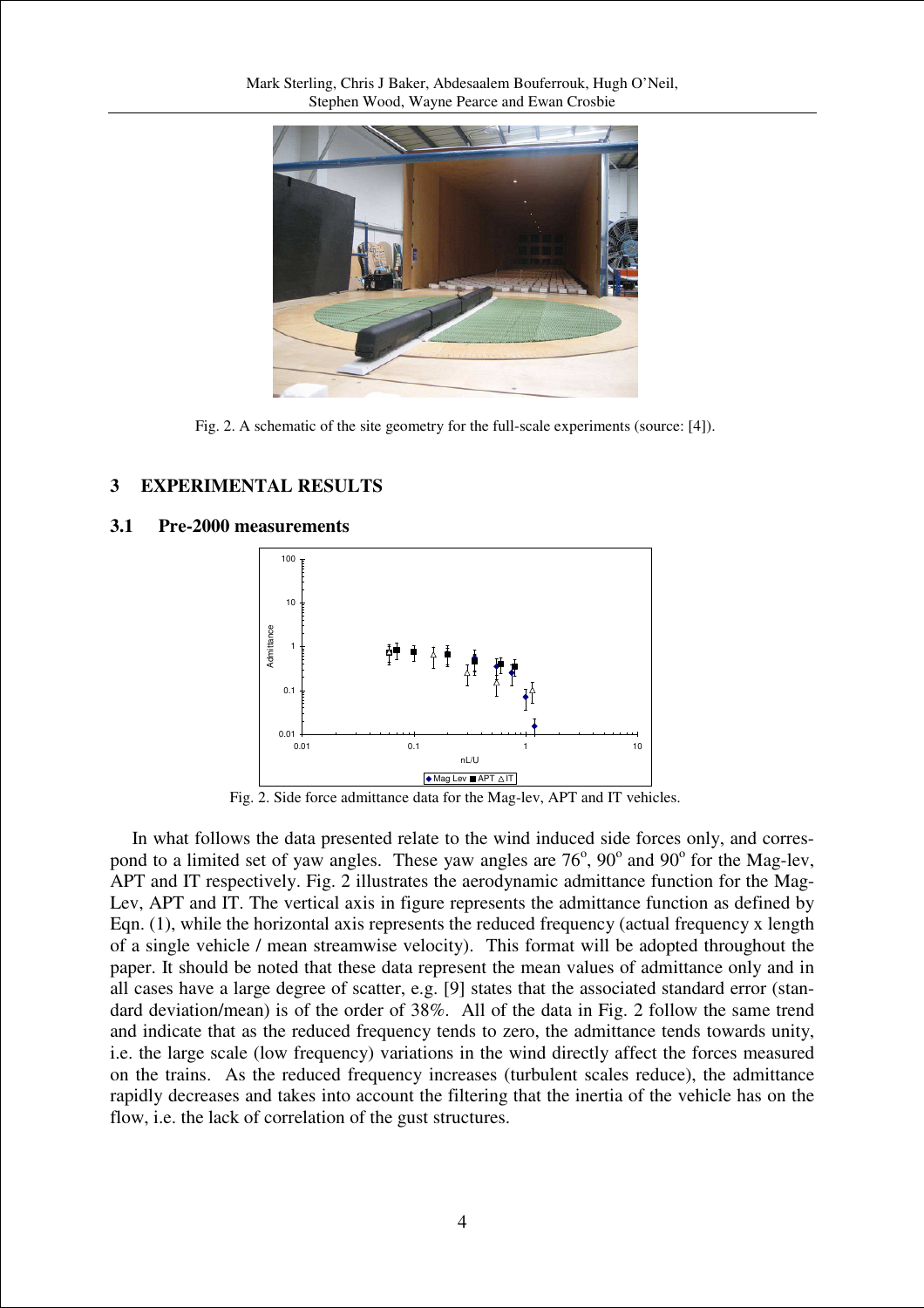Fig. 2. A schematic of the site geometry for the full-scale experiments (source: [4]).

## 3 EXPERIMENTAL RESULTS

### 3.1 Pre-2000 measurements

Fig. 2. Side force admittance data for the Mag-lev, APT and IT vehicles.

In what follows the data presented relate to the wind induced side forces only, and correspond to a limited set of yaw angles. These yaw angles are $76^o$, $90^o$ and $90^o$ for the Mag-lev, APT and IT respectively. Fig. 2 illustrates the aerodynamic admittance function for the Mag-Lev, APT and IT. The vertical axis in figure represents the admittance function as defined by Eqn. (1), while the horizontal axis represents the reduced frequency (actual frequency x length of a single vehicle / mean streamwise velocity). This format will be adopted throughout the paper. It should be noted that these data represent the mean values of admittance only and in all cases have a large degree of scatter, e.g. [9] states that the associated standard error (standard deviation/mean) is of the order of 38%. All of the data in Fig. 2 follow the same trend and indicate that as the reduced frequency tends to zero, the admittance tends towards unity, i.e. the large scale (low frequency) variations in the wind directly affect the forces measured on the trains. As the reduced frequency increases (turbulent scales reduce), the admittance rapidly decreases and takes into account the filtering that the inertia of the vehicle has on the flow, i.e. the lack of correlation of the gust structures.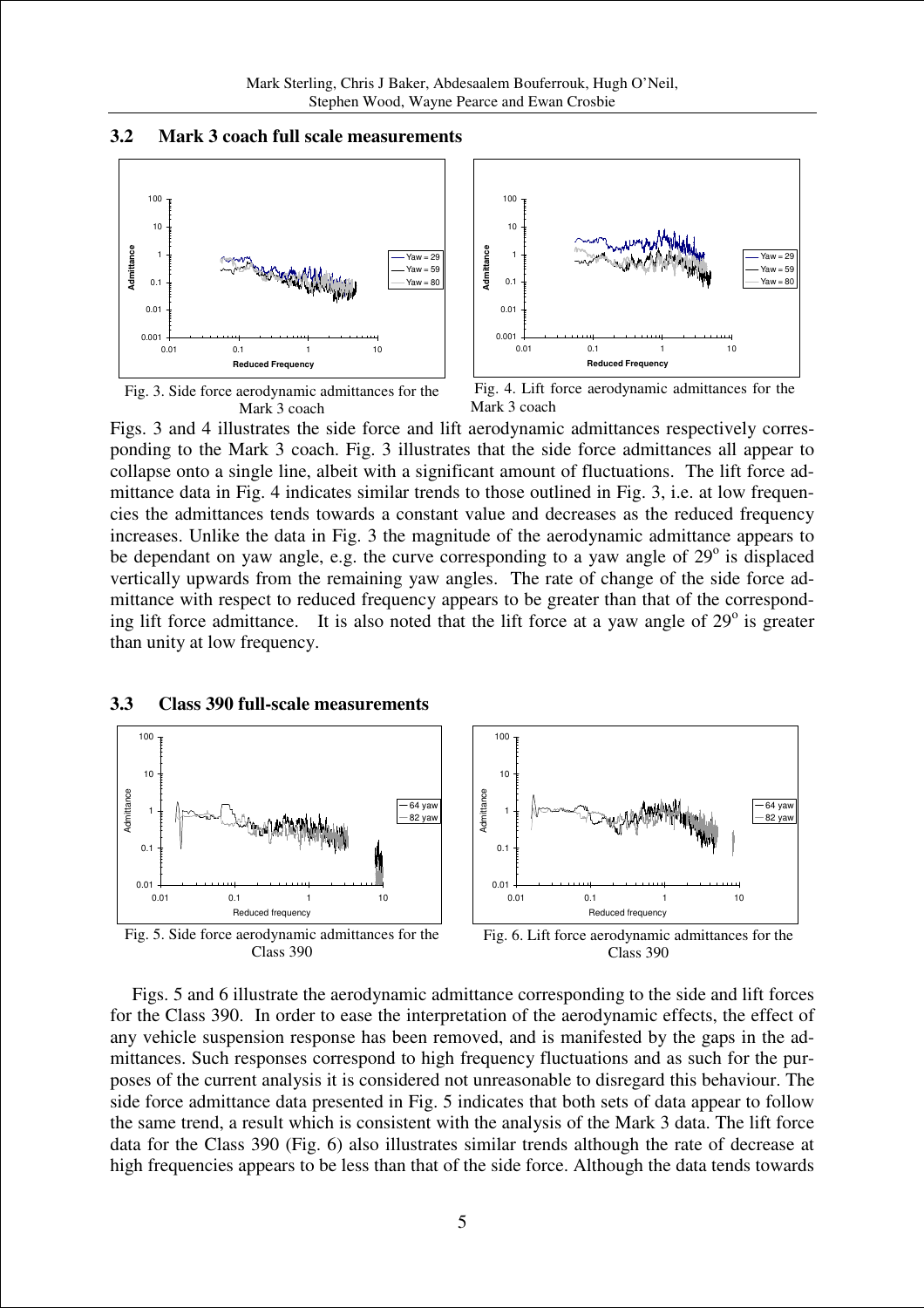### 3.2 Mark 3 coach full scale measurements

Fig. 3. Side force aerodynamic admittances for the Mark 3 coach

Fig. 4. Lift force aerodynamic admittances for the Mark 3 coach

Figs. 3 and 4 illustrates the side force and lift aerodynamic admittances respectively corresponding to the Mark 3 coach. Fig. 3 illustrates that the side force admittances all appear to collapse onto a single line, albeit with a significant amount of fluctuations. The lift force admittance data in Fig. 4 indicates similar trends to those outlined in Fig. 3, i.e. at low frequencies the admittances tends towards a constant value and decreases as the reduced frequency increases. Unlike the data in Fig. 3 the magnitude of the aerodynamic admittance appears to be dependant on yaw angle, e.g. the curve corresponding to a yaw angle of $29^o$ is displaced vertically upwards from the remaining yaw angles. The rate of change of the side force admittance with respect to reduced frequency appears to be greater than that of the corresponding lift force admittance. It is also noted that the lift force at a yaw angle of $29^o$ is greater than unity at low frequency.

### 3.3 Class 390 full-scale measurements

Fig. 5. Side force aerodynamic admittances for the Class 390

Fig. 6. Lift force aerodynamic admittances for the Class 390

Figs. 5 and 6 illustrate the aerodynamic admittance corresponding to the side and lift forces for the Class 390. In order to ease the interpretation of the aerodynamic effects, the effect of any vehicle suspension response has been removed, and is manifested by the gaps in the admittances. Such responses correspond to high frequency fluctuations and as such for the purposes of the current analysis it is considered not unreasonable to disregard this behaviour. The side force admittance data presented in Fig. 5 indicates that both sets of data appear to follow the same trend, a result which is consistent with the analysis of the Mark 3 data. The lift force data for the Class 390 (Fig. 6) also illustrates similar trends although the rate of decrease at high frequencies appears to be less than that of the side force. Although the data tends towards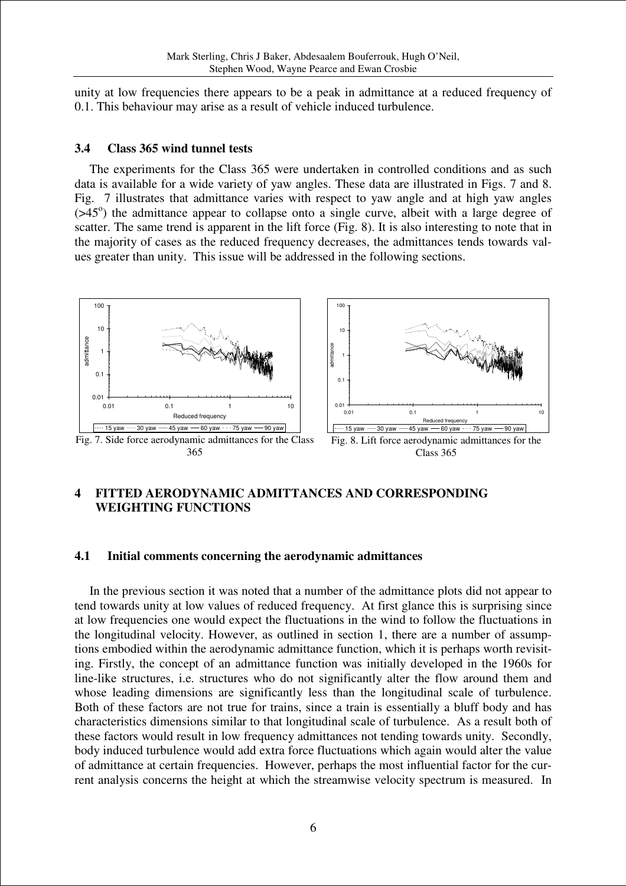unity at low frequencies there appears to be a peak in admittance at a reduced frequency of 0.1. This behaviour may arise as a result of vehicle induced turbulence.

### 3.4 Class 365 wind tunnel tests

The experiments for the Class 365 were undertaken in controlled conditions and as such data is available for a wide variety of yaw angles. These data are illustrated in Figs. 7 and 8. Fig. 7 illustrates that admittance varies with respect to yaw angle and at high yaw angles (>45$^o$) the admittance appear to collapse onto a single curve, albeit with a large degree of scatter. The same trend is apparent in the lift force (Fig. 8). It is also interesting to note that in the majority of cases as the reduced frequency decreases, the admittances tends towards values greater than unity. This issue will be addressed in the following sections.

Fig. 7. Side force aerodynamic admittances for the Class 365

Fig. 8. Lift force aerodynamic admittances for the Class 365

## 4 FITTED AERODYNAMIC ADMITTANCES AND CORRESPONDING WEIGHTING FUNCTIONS

### 4.1 Initial comments concerning the aerodynamic admittances

In the previous section it was noted that a number of the admittance plots did not appear to tend towards unity at low values of reduced frequency. At first glance this is surprising since at low frequencies one would expect the fluctuations in the wind to follow the fluctuations in the longitudinal velocity. However, as outlined in section 1, there are a number of assumptions embodied within the aerodynamic admittance function, which it is perhaps worth revisiting. Firstly, the concept of an admittance function was initially developed in the 1960s for line-like structures, i.e. structures who do not significantly alter the flow around them and whose leading dimensions are significantly less than the longitudinal scale of turbulence. Both of these factors are not true for trains, since a train is essentially a bluff body and has characteristics dimensions similar to that longitudinal scale of turbulence. As a result both of these factors would result in low frequency admittances not tending towards unity. Secondly, body induced turbulence would add extra force fluctuations which again would alter the value of admittance at certain frequencies. However, perhaps the most influential factor for the current analysis concerns the height at which the streamwise velocity spectrum is measured. In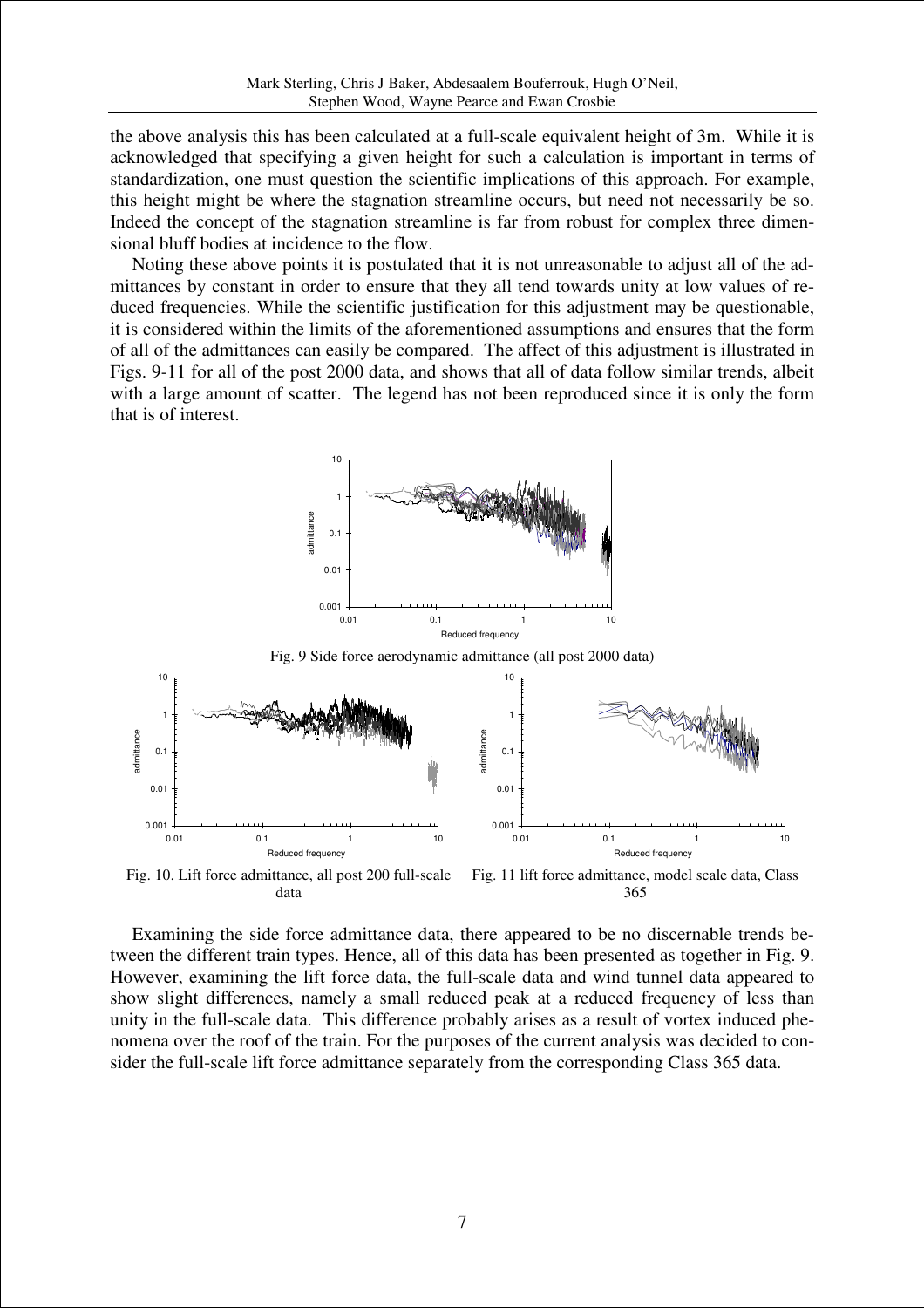the above analysis this has been calculated at a full-scale equivalent height of 3m. While it is acknowledged that specifying a given height for such a calculation is important in terms of standardization, one must question the scientific implications of this approach. For example, this height might be where the stagnation streamline occurs, but need not necessarily be so. Indeed the concept of the stagnation streamline is far from robust for complex three dimensional bluff bodies at incidence to the flow.

Noting these above points it is postulated that it is not unreasonable to adjust all of the admittances by constant in order to ensure that they all tend towards unity at low values of reduced frequencies. While the scientific justification for this adjustment may be questionable, it is considered within the limits of the aforementioned assumptions and ensures that the form of all of the admittances can easily be compared. The affect of this adjustment is illustrated in Figs. 9-11 for all of the post 2000 data, and shows that all of data follow similar trends, albeit with a large amount of scatter. The legend has not been reproduced since it is only the form that is of interest.

Fig. 9 Side force aerodynamic admittance (all post 2000 data)

Fig. 10. Lift force admittance, all post 200 full-scale data

Fig. 11 lift force admittance, model scale data, Class 365

Examining the side force admittance data, there appeared to be no discernable trends between the different train types. Hence, all of this data has been presented as together in Fig. 9. However, examining the lift force data, the full-scale data and wind tunnel data appeared to show slight differences, namely a small reduced peak at a reduced frequency of less than unity in the full-scale data. This difference probably arises as a result of vortex induced phenomena over the roof of the train. For the purposes of the current analysis was decided to consider the full-scale lift force admittance separately from the corresponding Class 365 data.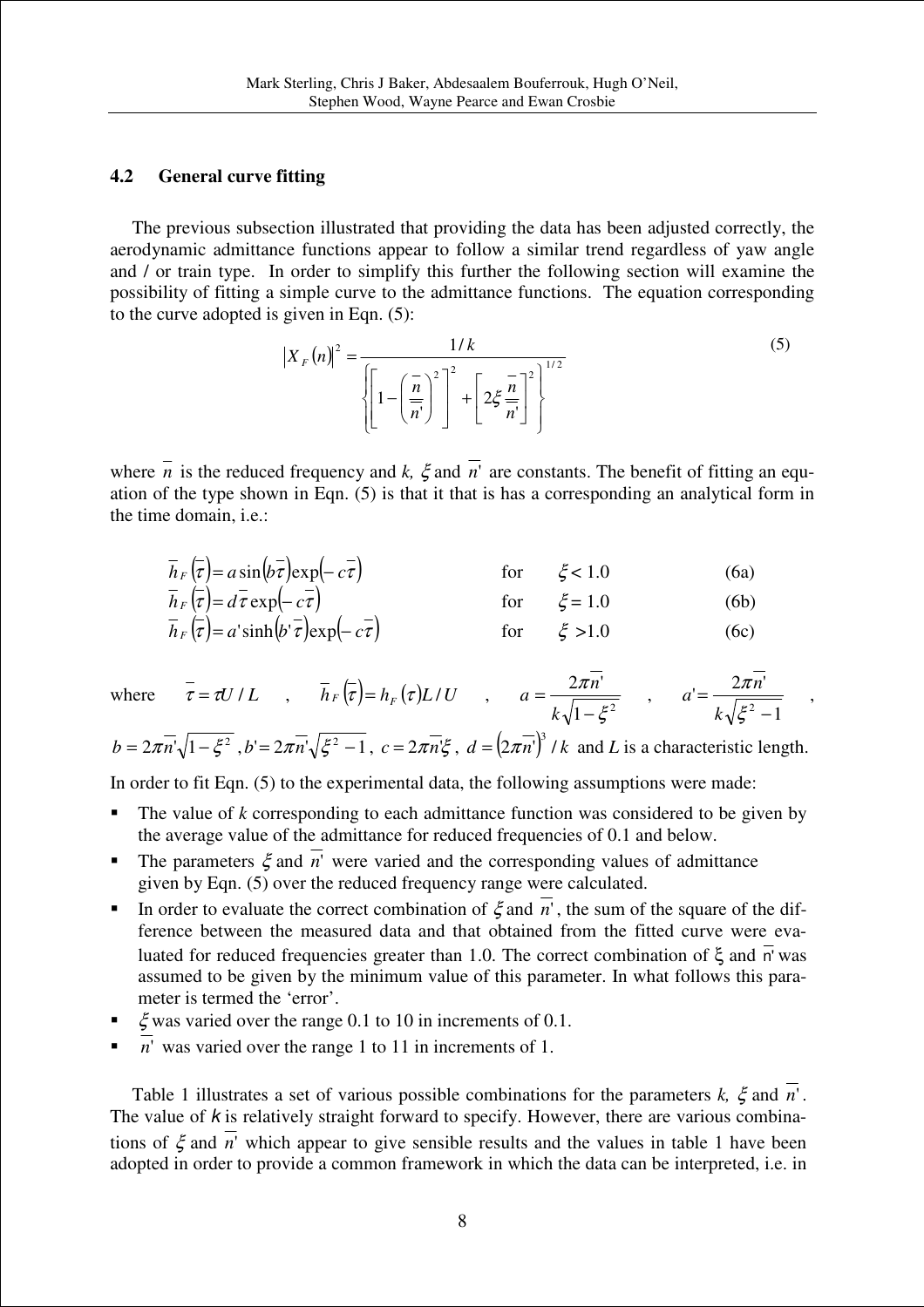### 4.2 General curve fitting

The previous subsection illustrated that providing the data has been adjusted correctly, the aerodynamic admittance functions appear to follow a similar trend regardless of yaw angle and / or train type. In order to simplify this further the following section will examine the possibility of fitting a simple curve to the admittance functions. The equation corresponding to the curve adopted is given in Eqn. (5):

$$\left|X_F(n)\right|^2 = \frac{1/k}{\left\{\left[1-\left(\dfrac{\overline{n}}{\overline{n}'}\right)^2\right]^2 + \left[2\xi\dfrac{\overline{n}}{\overline{n}'}\right]^2\right\}^{1/2}} \tag{5}$$

where $\overline{n}$ is the reduced frequency and $k$, $\xi$ and $\overline{n}'$ are constants. The benefit of fitting an equation of the type shown in Eqn. (5) is that it that is has a corresponding an analytical form in the time domain, i.e.:

$$\overline{h}_F\left(\overline{\tau}\right) = a\sin\left(b\overline{\tau}\right)\exp\left(-c\overline{\tau}\right) \qquad \text{for} \quad \xi < 1.0 \tag{6a}$$

$$\overline{h}_F\left(\overline{\tau}\right) = d\,\overline{\tau}\exp\left(-c\overline{\tau}\right) \qquad \text{for} \quad \xi = 1.0 \tag{6b}$$

$$\overline{h}_F\left(\overline{\tau}\right) = a'\sinh\left(b'\overline{\tau}\right)\exp\left(-c\overline{\tau}\right) \qquad \text{for} \quad \xi > 1.0 \tag{6c}$$

where $\overline{\tau} = \tau U / L$ , $\overline{h}_F\left(\overline{\tau}\right) = h_F\left(\tau\right)L/U$ , $a = \dfrac{2\pi\overline{n}'}{k\sqrt{1-\xi^2}}$ , $a' = \dfrac{2\pi\overline{n}'}{k\sqrt{\xi^2-1}}$ , $b = 2\pi\overline{n}'\sqrt{1-\xi^2}$ , $b' = 2\pi\overline{n}'\sqrt{\xi^2-1}$ , $c = 2\pi\overline{n}'\xi$ , $d = \left(2\pi\overline{n}'\right)^3/k$ and $L$ is a characteristic length.

In order to fit Eqn. (5) to the experimental data, the following assumptions were made:

- The value of $k$ corresponding to each admittance function was considered to be given by the average value of the admittance for reduced frequencies of 0.1 and below.
- The parameters $\xi$ and $\overline{n}'$ were varied and the corresponding values of admittance given by Eqn. (5) over the reduced frequency range were calculated.
- In order to evaluate the correct combination of $\xi$ and $\overline{n}'$, the sum of the square of the difference between the measured data and that obtained from the fitted curve were evaluated for reduced frequencies greater than 1.0. The correct combination of $\xi$ and $\overline{n}'$ was assumed to be given by the minimum value of this parameter. In what follows this parameter is termed the 'error'.
- $\xi$ was varied over the range 0.1 to 10 in increments of 0.1.
- $\overline{n}'$ was varied over the range 1 to 11 in increments of 1.

Table 1 illustrates a set of various possible combinations for the parameters $k$, $\xi$ and $\overline{n}'$. The value of $k$ is relatively straight forward to specify. However, there are various combinations of $\xi$ and $\overline{n}'$ which appear to give sensible results and the values in table 1 have been adopted in order to provide a common framework in which the data can be interpreted, i.e. in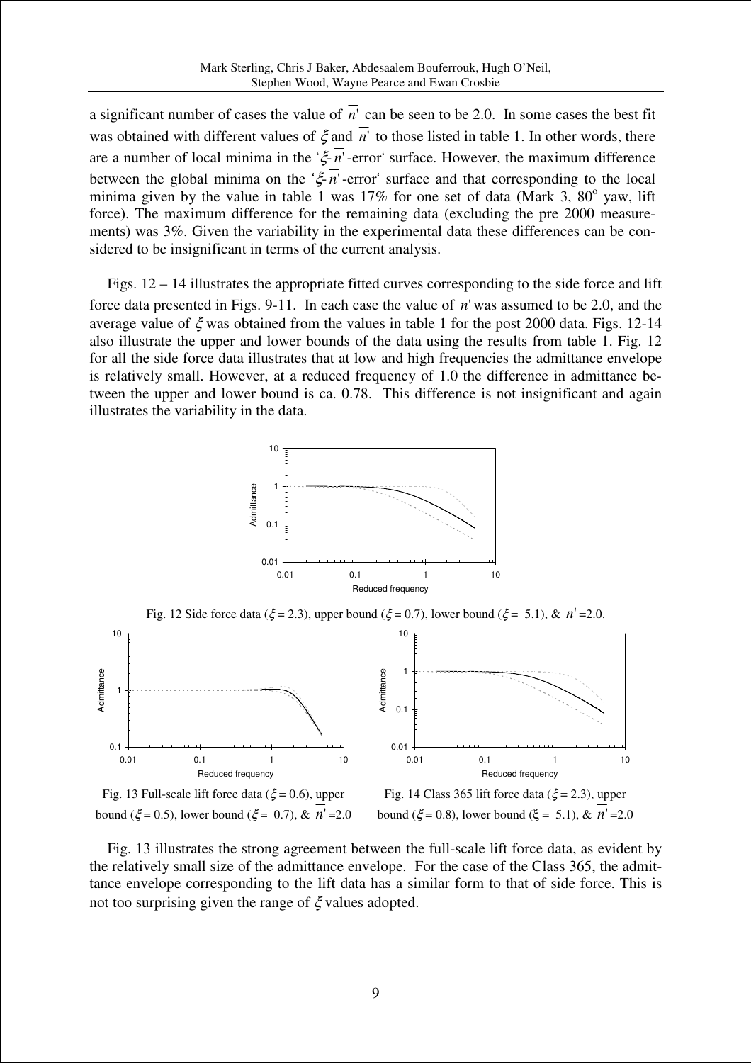a significant number of cases the value of $\overline{n'}$ can be seen to be 2.0. In some cases the best fit was obtained with different values of $\xi$ and $\overline{n'}$ to those listed in table 1. In other words, there are a number of local minima in the '$\xi$-$\overline{n'}$-error' surface. However, the maximum difference between the global minima on the '$\xi$-$\overline{n'}$-error' surface and that corresponding to the local minima given by the value in table 1 was 17% for one set of data (Mark 3, 80$^{o}$ yaw, lift force). The maximum difference for the remaining data (excluding the pre 2000 measurements) was 3%. Given the variability in the experimental data these differences can be considered to be insignificant in terms of the current analysis.

Figs. 12 – 14 illustrates the appropriate fitted curves corresponding to the side force and lift force data presented in Figs. 9-11. In each case the value of $\overline{n'}$ was assumed to be 2.0, and the average value of $\xi$ was obtained from the values in table 1 for the post 2000 data. Figs. 12-14 also illustrate the upper and lower bounds of the data using the results from table 1. Fig. 12 for all the side force data illustrates that at low and high frequencies the admittance envelope is relatively small. However, at a reduced frequency of 1.0 the difference in admittance between the upper and lower bound is ca. 0.78. This difference is not insignificant and again illustrates the variability in the data.

Fig. 12 Side force data ($\xi$ = 2.3), upper bound ($\xi$ = 0.7), lower bound ($\xi$ = 5.1), & $\overline{n'}$ =2.0.

Fig. 13 Full-scale lift force data ($\xi$ = 0.6), upper bound ($\xi$ = 0.5), lower bound ($\xi$ = 0.7), & $\overline{n'}$ =2.0

Fig. 14 Class 365 lift force data ($\xi$ = 2.3), upper bound ($\xi$ = 0.8), lower bound ($\xi$ = 5.1), & $\overline{n'}$ =2.0

Fig. 13 illustrates the strong agreement between the full-scale lift force data, as evident by the relatively small size of the admittance envelope. For the case of the Class 365, the admittance envelope corresponding to the lift data has a similar form to that of side force. This is not too surprising given the range of $\xi$ values adopted.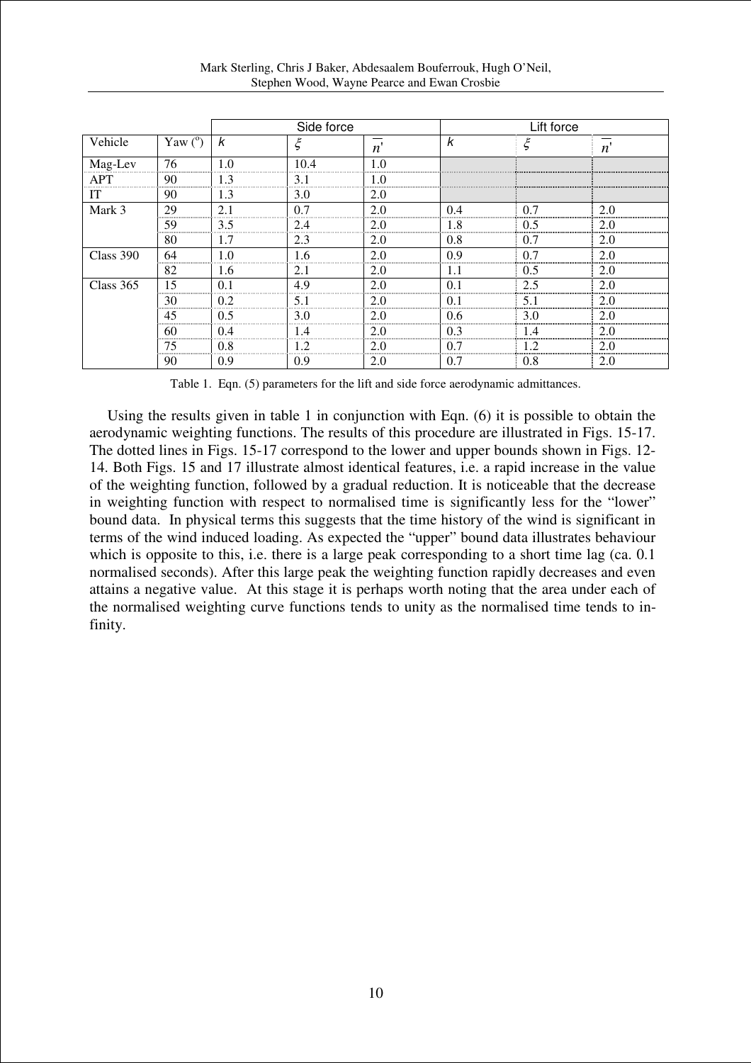| | | Side force | | | Lift force | | |
|---|---|---|---|---|---|---|---|
| Vehicle | Yaw (°) | $k$ | $\xi$ | $\overline{n'}$ | $k$ | $\xi$ | $\overline{n'}$ |
| Mag-Lev | 76 | 1.0 | 10.4 | 1.0 | | | |
| APT | 90 | 1.3 | 3.1 | 1.0 | | | |
| IT | 90 | 1.3 | 3.0 | 2.0 | | | |
| Mark 3 | 29 | 2.1 | 0.7 | 2.0 | 0.4 | 0.7 | 2.0 |
| | 59 | 3.5 | 2.4 | 2.0 | 1.8 | 0.5 | 2.0 |
| | 80 | 1.7 | 2.3 | 2.0 | 0.8 | 0.7 | 2.0 |
| Class 390 | 64 | 1.0 | 1.6 | 2.0 | 0.9 | 0.7 | 2.0 |
| | 82 | 1.6 | 2.1 | 2.0 | 1.1 | 0.5 | 2.0 |
| Class 365 | 15 | 0.1 | 4.9 | 2.0 | 0.1 | 2.5 | 2.0 |
| | 30 | 0.2 | 5.1 | 2.0 | 0.1 | 5.1 | 2.0 |
| | 45 | 0.5 | 3.0 | 2.0 | 0.6 | 3.0 | 2.0 |
| | 60 | 0.4 | 1.4 | 2.0 | 0.3 | 1.4 | 2.0 |
| | 75 | 0.8 | 1.2 | 2.0 | 0.7 | 1.2 | 2.0 |
| | 90 | 0.9 | 0.9 | 2.0 | 0.7 | 0.8 | 2.0 |

Table 1. Eqn. (5) parameters for the lift and side force aerodynamic admittances.

Using the results given in table 1 in conjunction with Eqn. (6) it is possible to obtain the aerodynamic weighting functions. The results of this procedure are illustrated in Figs. 15-17. The dotted lines in Figs. 15-17 correspond to the lower and upper bounds shown in Figs. 12-14. Both Figs. 15 and 17 illustrate almost identical features, i.e. a rapid increase in the value of the weighting function, followed by a gradual reduction. It is noticeable that the decrease in weighting function with respect to normalised time is significantly less for the "lower" bound data. In physical terms this suggests that the time history of the wind is significant in terms of the wind induced loading. As expected the "upper" bound data illustrates behaviour which is opposite to this, i.e. there is a large peak corresponding to a short time lag (ca. 0.1 normalised seconds). After this large peak the weighting function rapidly decreases and even attains a negative value. At this stage it is perhaps worth noting that the area under each of the normalised weighting curve functions tends to unity as the normalised time tends to infinity.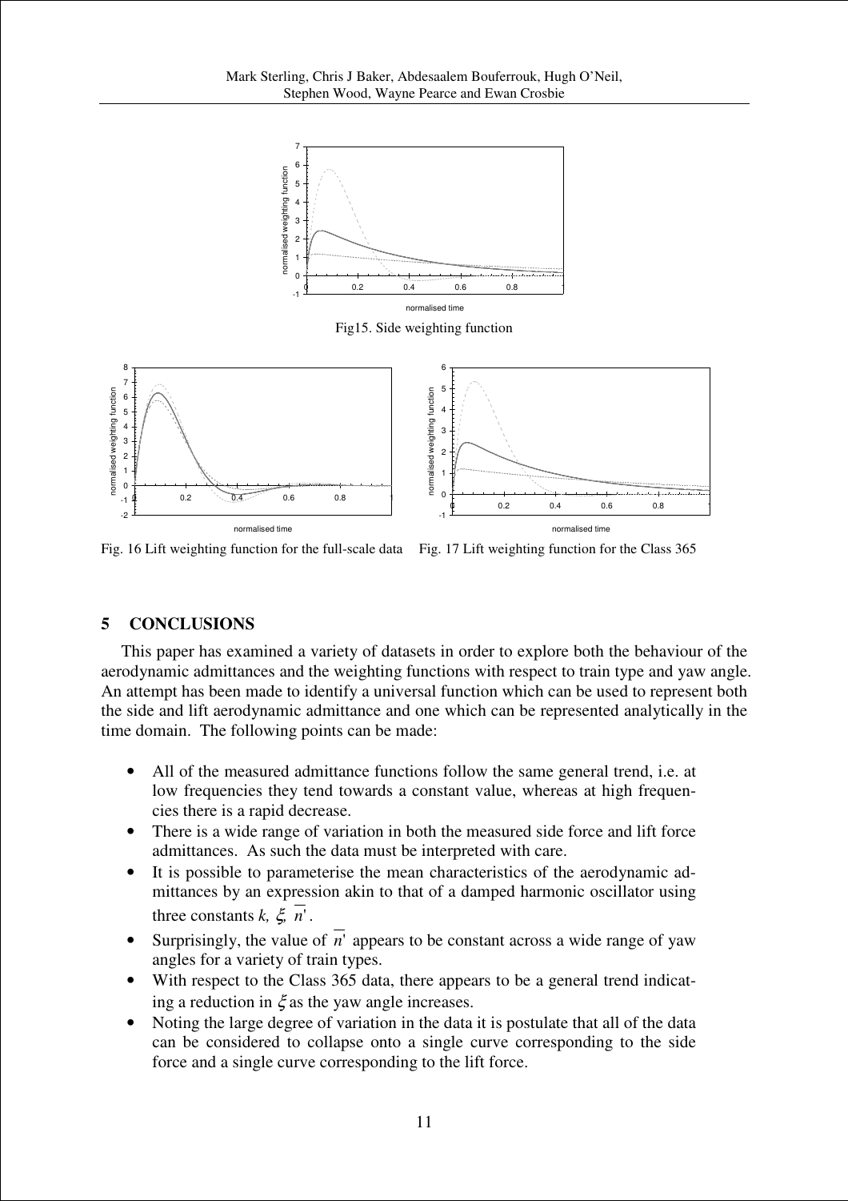Fig15. Side weighting function

Fig. 16 Lift weighting function for the full-scale data

Fig. 17 Lift weighting function for the Class 365

## 5 CONCLUSIONS

This paper has examined a variety of datasets in order to explore both the behaviour of the aerodynamic admittances and the weighting functions with respect to train type and yaw angle. An attempt has been made to identify a universal function which can be used to represent both the side and lift aerodynamic admittance and one which can be represented analytically in the time domain. The following points can be made:

- All of the measured admittance functions follow the same general trend, i.e. at low frequencies they tend towards a constant value, whereas at high frequencies there is a rapid decrease.
- There is a wide range of variation in both the measured side force and lift force admittances. As such the data must be interpreted with care.
- It is possible to parameterise the mean characteristics of the aerodynamic admittances by an expression akin to that of a damped harmonic oscillator using three constants $k$, $\xi$, $\overline{n'}$.
- Surprisingly, the value of $\overline{n'}$ appears to be constant across a wide range of yaw angles for a variety of train types.
- With respect to the Class 365 data, there appears to be a general trend indicating a reduction in $\xi$ as the yaw angle increases.
- Noting the large degree of variation in the data it is postulate that all of the data can be considered to collapse onto a single curve corresponding to the side force and a single curve corresponding to the lift force.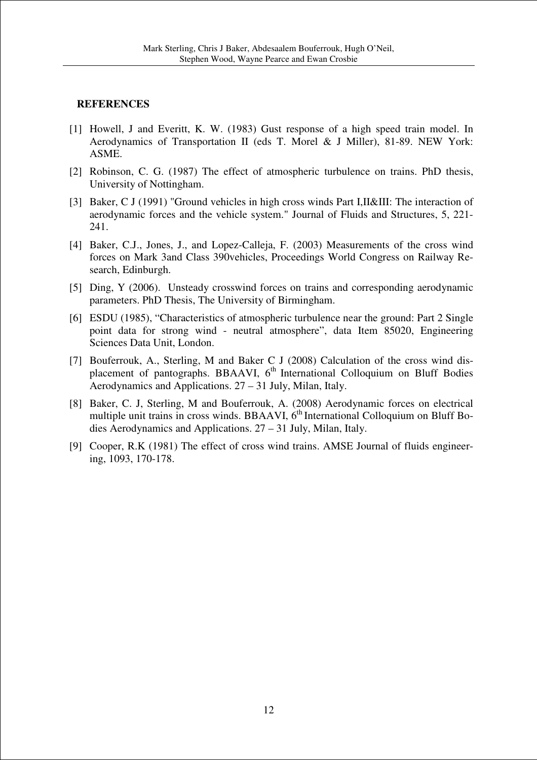## REFERENCES

[1] Howell, J and Everitt, K. W. (1983) Gust response of a high speed train model. In Aerodynamics of Transportation II (eds T. Morel & J Miller), 81-89. NEW York: ASME.

[2] Robinson, C. G. (1987) The effect of atmospheric turbulence on trains. PhD thesis, University of Nottingham.

[3] Baker, C J (1991) "Ground vehicles in high cross winds Part I,II&III: The interaction of aerodynamic forces and the vehicle system." Journal of Fluids and Structures, 5, 221-241.

[4] Baker, C.J., Jones, J., and Lopez-Calleja, F. (2003) Measurements of the cross wind forces on Mark 3and Class 390vehicles, Proceedings World Congress on Railway Research, Edinburgh.

[5] Ding, Y (2006). Unsteady crosswind forces on trains and corresponding aerodynamic parameters. PhD Thesis, The University of Birmingham.

[6] ESDU (1985), "Characteristics of atmospheric turbulence near the ground: Part 2 Single point data for strong wind - neutral atmosphere", data Item 85020, Engineering Sciences Data Unit, London.

[7] Bouferrouk, A., Sterling, M and Baker C J (2008) Calculation of the cross wind displacement of pantographs. BBAAVI, 6th International Colloquium on Bluff Bodies Aerodynamics and Applications. 27 – 31 July, Milan, Italy.

[8] Baker, C. J, Sterling, M and Bouferrouk, A. (2008) Aerodynamic forces on electrical multiple unit trains in cross winds. BBAAVI, 6th International Colloquium on Bluff Bodies Aerodynamics and Applications. 27 – 31 July, Milan, Italy.

[9] Cooper, R.K (1981) The effect of cross wind trains. AMSE Journal of fluids engineering, 1093, 170-178.